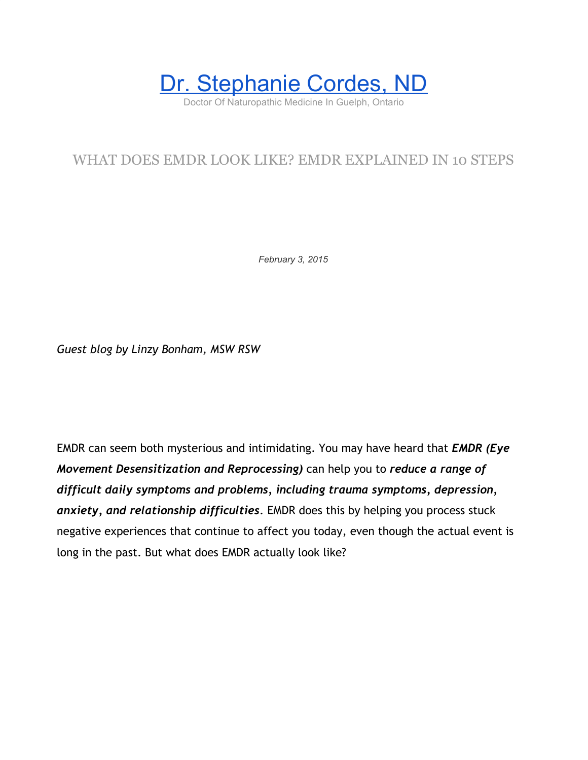# [Dr. Stephanie Cordes, ND](#)

Doctor Of Naturopathic Medicine In Guelph, Ontario

## WHAT DOES EMDR LOOK LIKE? EMDR EXPLAINED IN 10 STEPS

*February 3, 2015*

*Guest blog by Linzy Bonham, MSW RSW*

EMDR can seem both mysterious and intimidating. You may have heard that ***EMDR (Eye Movement Desensitization and Reprocessing)*** can help you to ***reduce a range of difficult daily symptoms and problems, including trauma symptoms, depression, anxiety, and relationship difficulties***. EMDR does this by helping you process stuck negative experiences that continue to affect you today, even though the actual event is long in the past. But what does EMDR actually look like?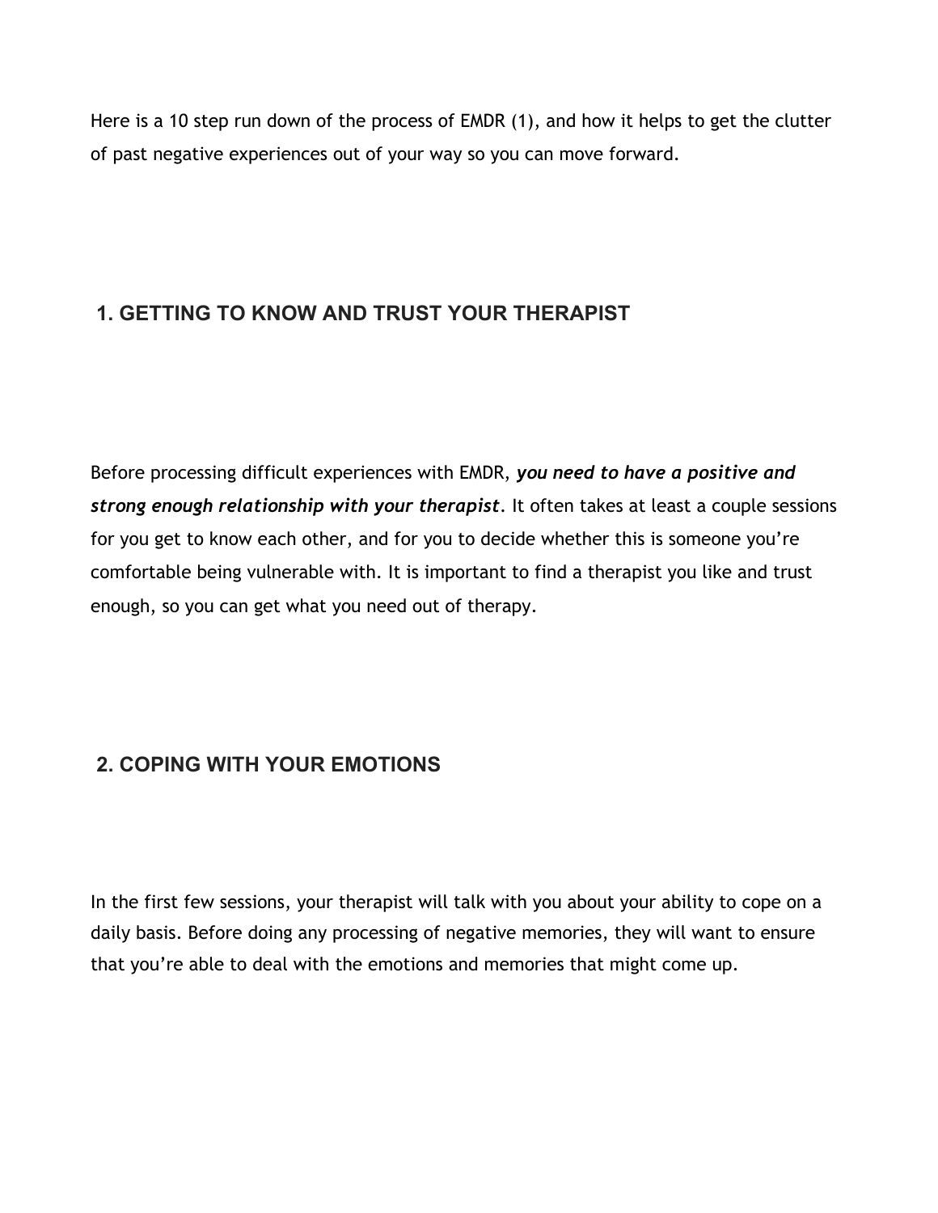Here is a 10 step run down of the process of EMDR (1), and how it helps to get the clutter of past negative experiences out of your way so you can move forward.

## 1. GETTING TO KNOW AND TRUST YOUR THERAPIST

Before processing difficult experiences with EMDR, ***you need to have a positive and strong enough relationship with your therapist***. It often takes at least a couple sessions for you get to know each other, and for you to decide whether this is someone you're comfortable being vulnerable with. It is important to find a therapist you like and trust enough, so you can get what you need out of therapy.

## 2. COPING WITH YOUR EMOTIONS

In the first few sessions, your therapist will talk with you about your ability to cope on a daily basis. Before doing any processing of negative memories, they will want to ensure that you're able to deal with the emotions and memories that might come up.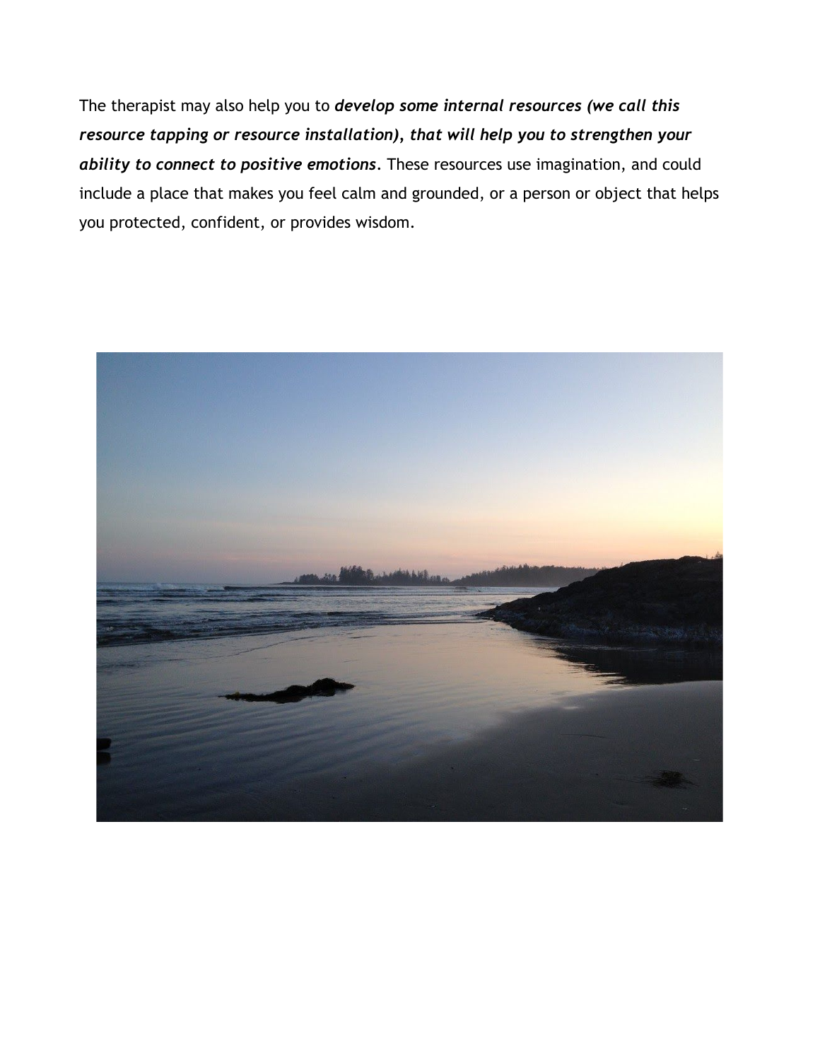The therapist may also help you to ***develop some internal resources (we call this resource tapping or resource installation), that will help you to strengthen your ability to connect to positive emotions***. These resources use imagination, and could include a place that makes you feel calm and grounded, or a person or object that helps you protected, confident, or provides wisdom.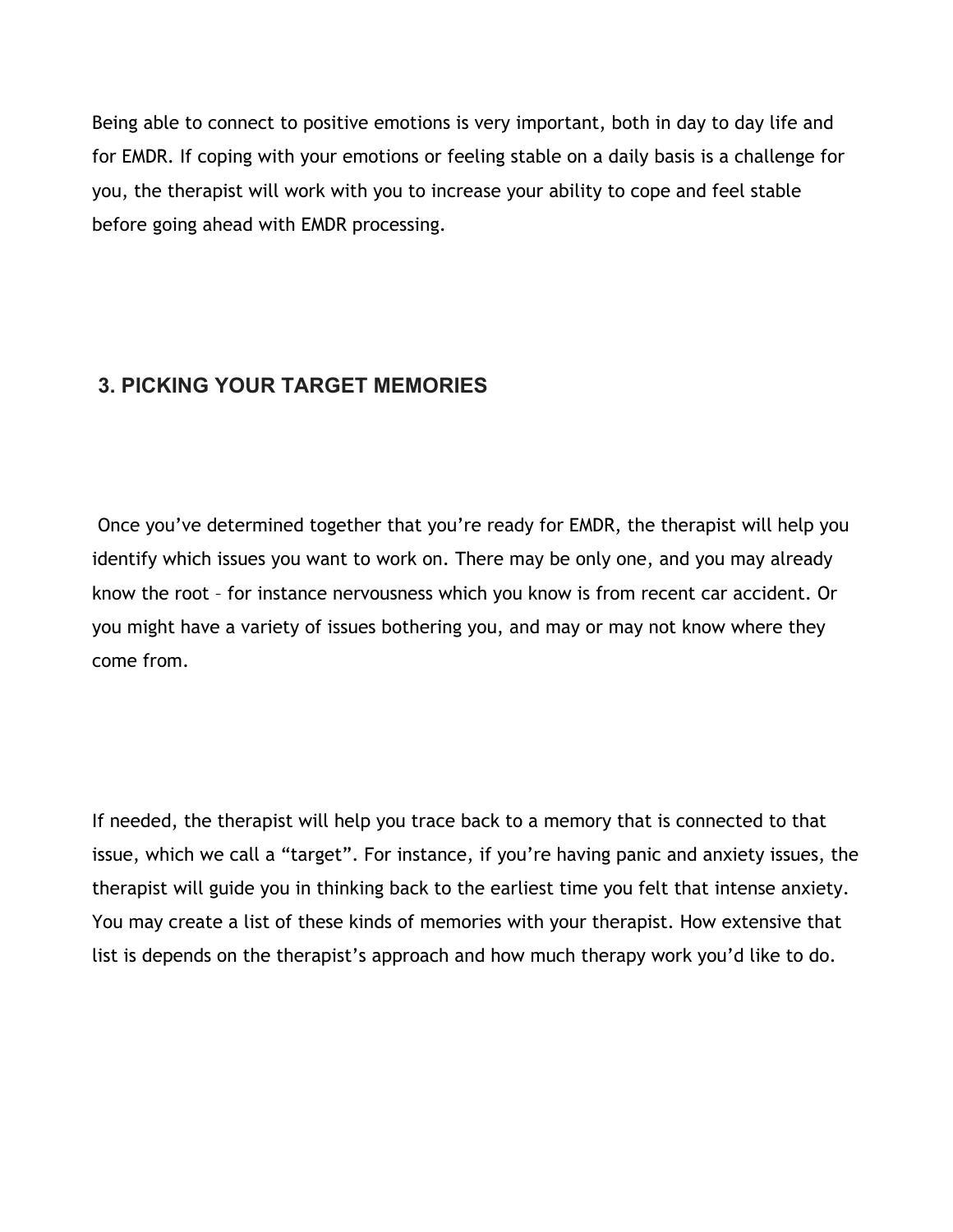Being able to connect to positive emotions is very important, both in day to day life and for EMDR. If coping with your emotions or feeling stable on a daily basis is a challenge for you, the therapist will work with you to increase your ability to cope and feel stable before going ahead with EMDR processing.

## 3. PICKING YOUR TARGET MEMORIES

Once you've determined together that you're ready for EMDR, the therapist will help you identify which issues you want to work on. There may be only one, and you may already know the root – for instance nervousness which you know is from recent car accident. Or you might have a variety of issues bothering you, and may or may not know where they come from.

If needed, the therapist will help you trace back to a memory that is connected to that issue, which we call a "target". For instance, if you're having panic and anxiety issues, the therapist will guide you in thinking back to the earliest time you felt that intense anxiety. You may create a list of these kinds of memories with your therapist. How extensive that list is depends on the therapist's approach and how much therapy work you'd like to do.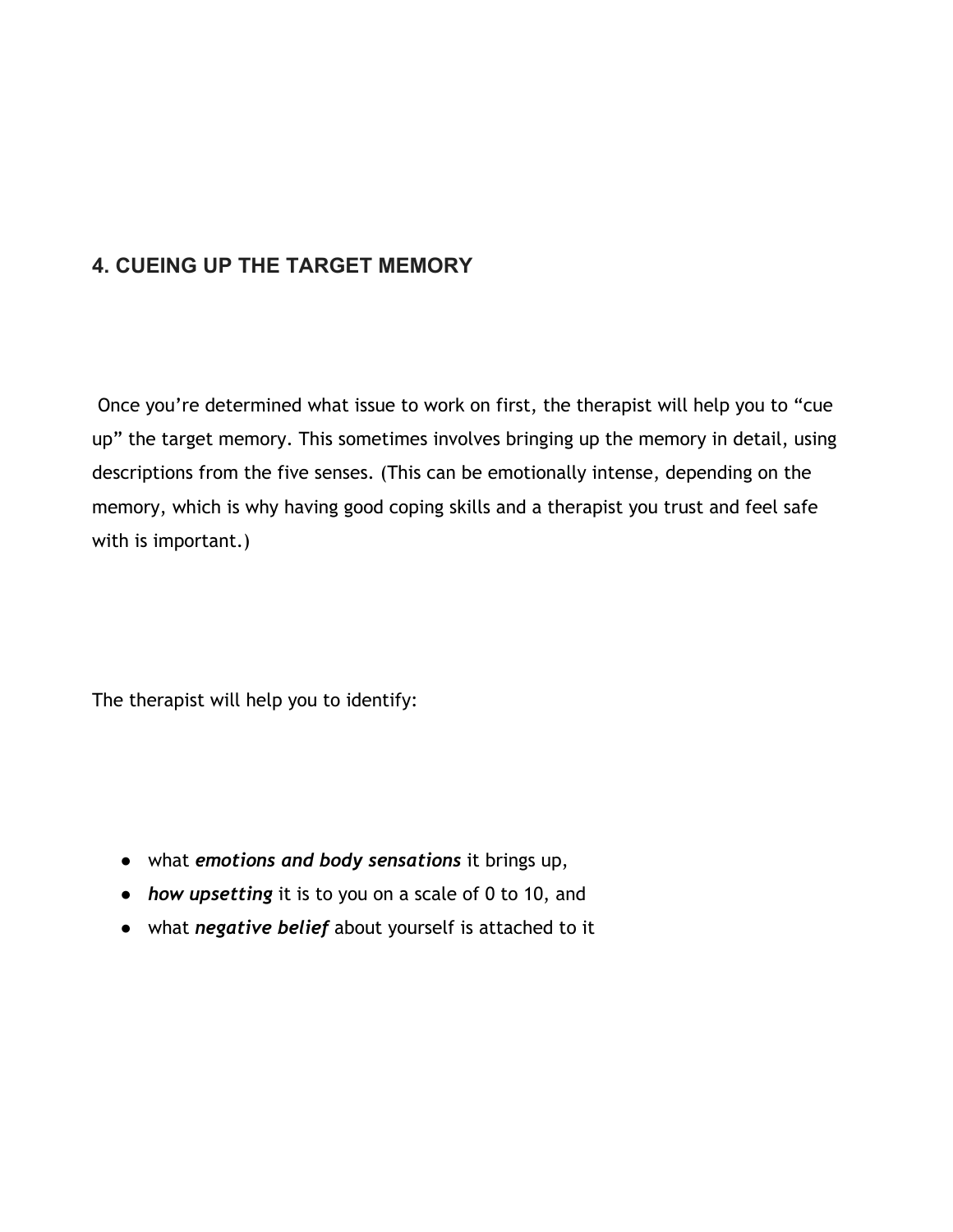## 4. CUEING UP THE TARGET MEMORY

Once you're determined what issue to work on first, the therapist will help you to "cue up" the target memory. This sometimes involves bringing up the memory in detail, using descriptions from the five senses. (This can be emotionally intense, depending on the memory, which is why having good coping skills and a therapist you trust and feel safe with is important.)

The therapist will help you to identify:

- what ***emotions and body sensations*** it brings up,
- ***how upsetting*** it is to you on a scale of 0 to 10, and
- what ***negative belief*** about yourself is attached to it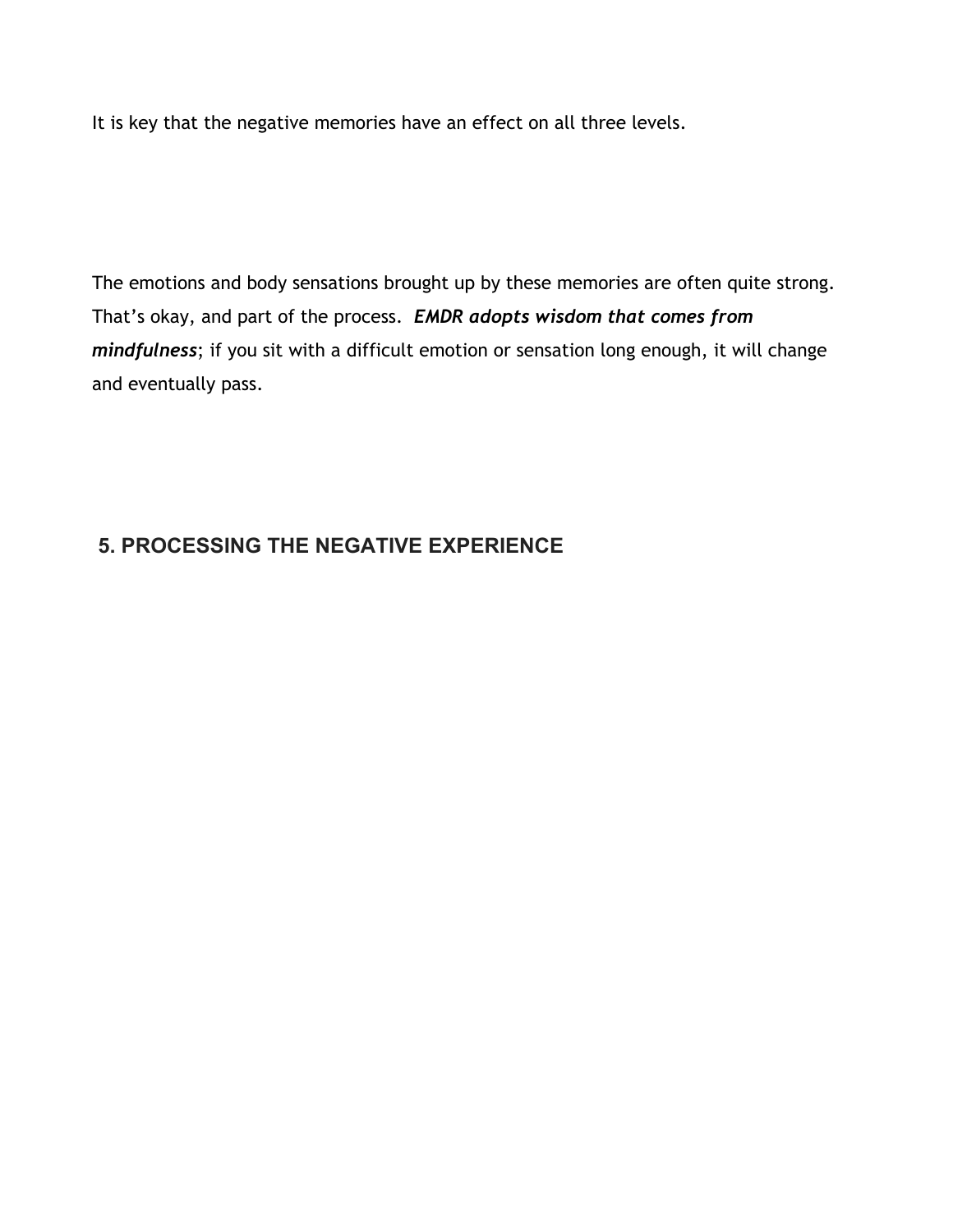It is key that the negative memories have an effect on all three levels.

The emotions and body sensations brought up by these memories are often quite strong. That's okay, and part of the process. ***EMDR adopts wisdom that comes from mindfulness***; if you sit with a difficult emotion or sensation long enough, it will change and eventually pass.

## 5. PROCESSING THE NEGATIVE EXPERIENCE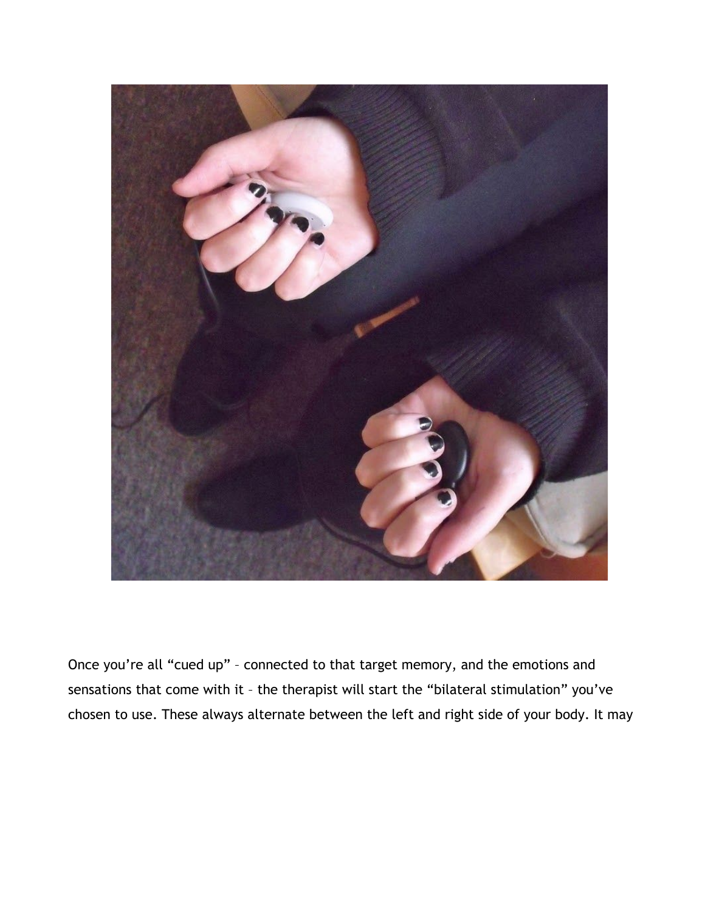Once you're all "cued up" – connected to that target memory, and the emotions and sensations that come with it – the therapist will start the "bilateral stimulation" you've chosen to use. These always alternate between the left and right side of your body. It may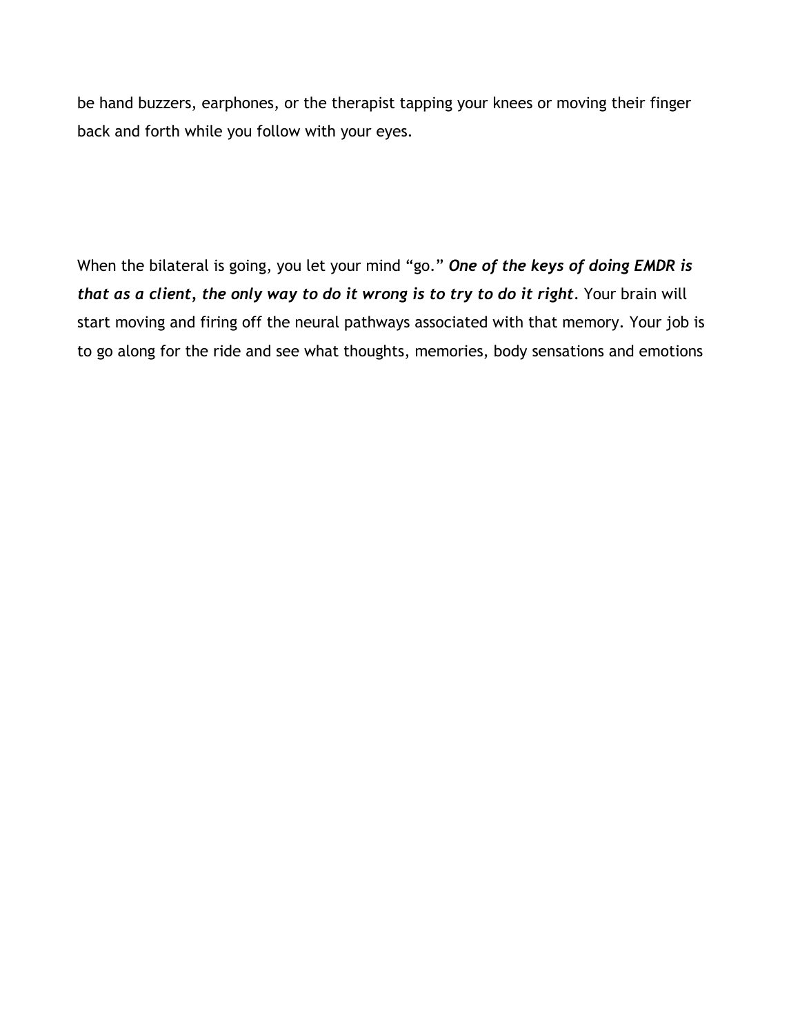be hand buzzers, earphones, or the therapist tapping your knees or moving their finger back and forth while you follow with your eyes.

When the bilateral is going, you let your mind "go." ***One of the keys of doing EMDR is that as a client, the only way to do it wrong is to try to do it right***. Your brain will start moving and firing off the neural pathways associated with that memory. Your job is to go along for the ride and see what thoughts, memories, body sensations and emotions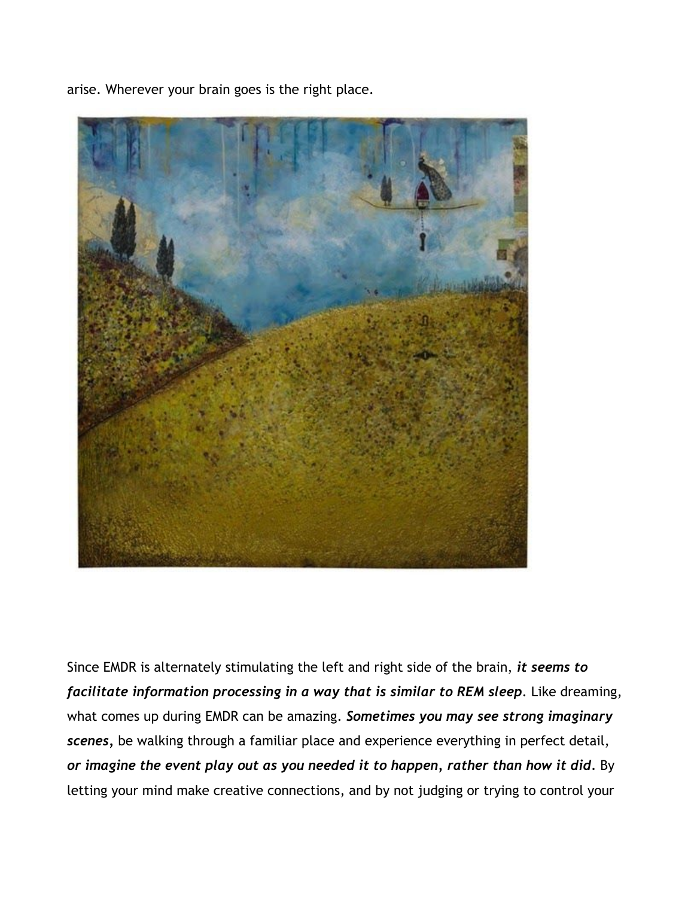arise. Wherever your brain goes is the right place.

Since EMDR is alternately stimulating the left and right side of the brain, ***it seems to facilitate information processing in a way that is similar to REM sleep***. Like dreaming, what comes up during EMDR can be amazing. ***Sometimes you may see strong imaginary scenes***, be walking through a familiar place and experience everything in perfect detail, ***or imagine the event play out as you needed it to happen, rather than how it did***. By letting your mind make creative connections, and by not judging or trying to control your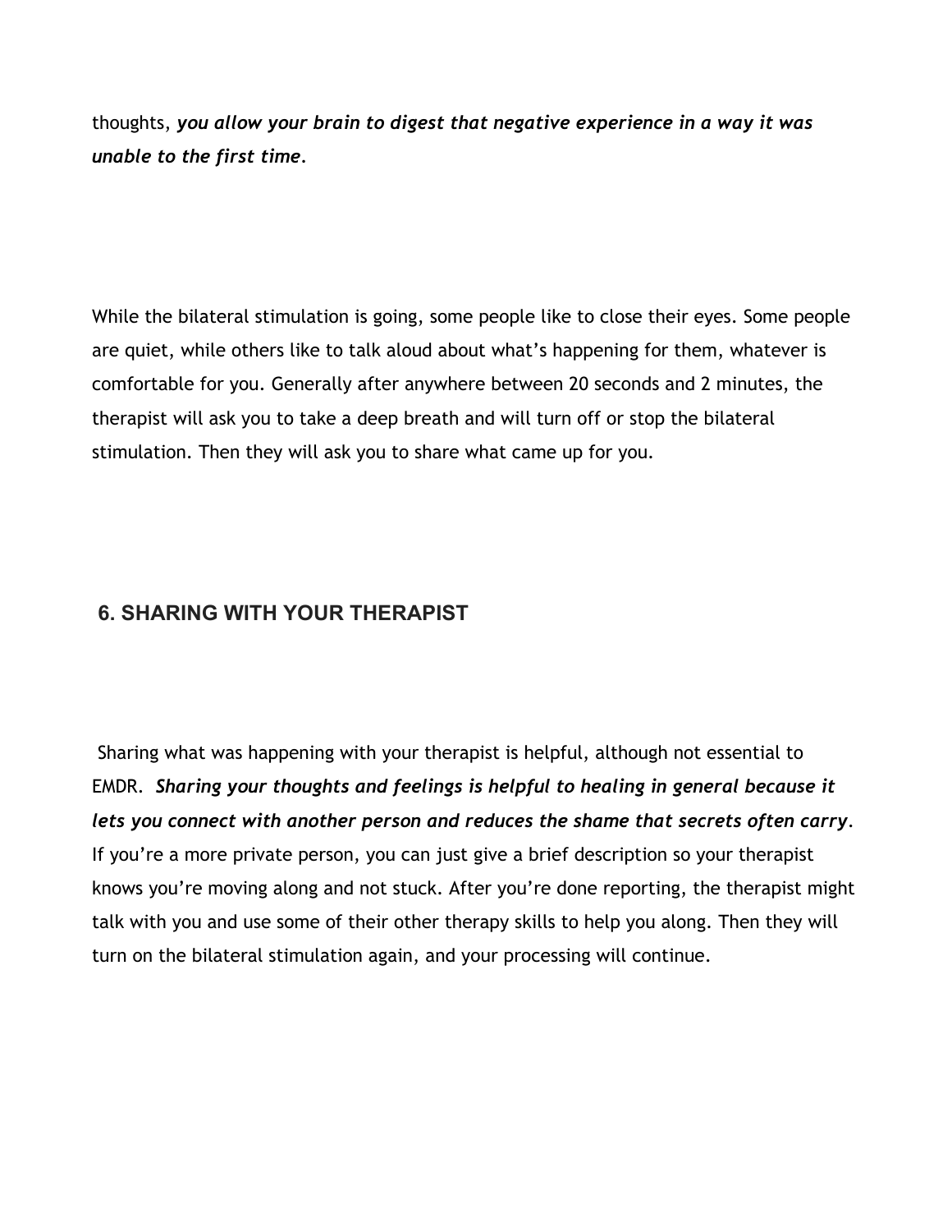thoughts, ***you allow your brain to digest that negative experience in a way it was unable to the first time***.

While the bilateral stimulation is going, some people like to close their eyes. Some people are quiet, while others like to talk aloud about what's happening for them, whatever is comfortable for you. Generally after anywhere between 20 seconds and 2 minutes, the therapist will ask you to take a deep breath and will turn off or stop the bilateral stimulation. Then they will ask you to share what came up for you.

## 6. SHARING WITH YOUR THERAPIST

Sharing what was happening with your therapist is helpful, although not essential to EMDR. ***Sharing your thoughts and feelings is helpful to healing in general because it lets you connect with another person and reduces the shame that secrets often carry***. If you're a more private person, you can just give a brief description so your therapist knows you're moving along and not stuck. After you're done reporting, the therapist might talk with you and use some of their other therapy skills to help you along. Then they will turn on the bilateral stimulation again, and your processing will continue.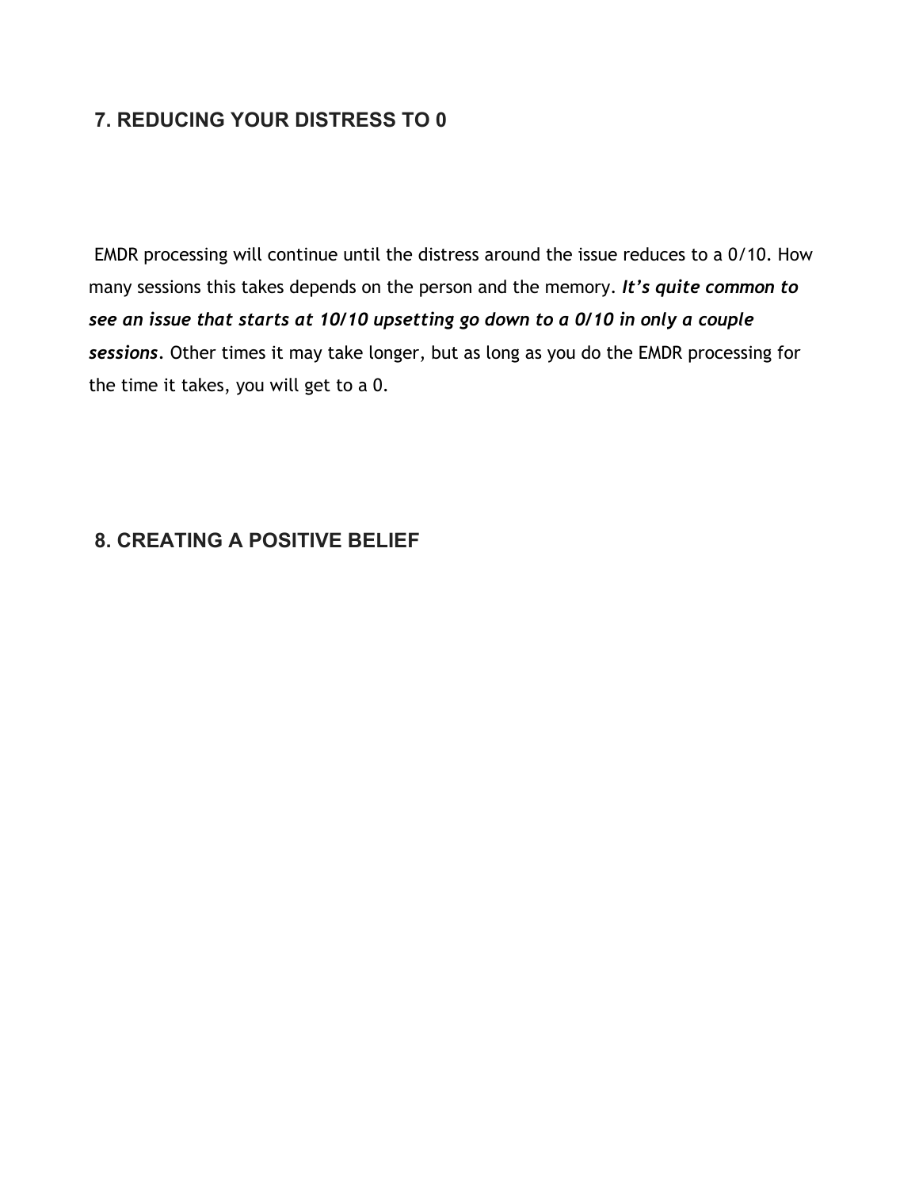## 7. REDUCING YOUR DISTRESS TO 0

EMDR processing will continue until the distress around the issue reduces to a 0/10. How many sessions this takes depends on the person and the memory. ***It's quite common to see an issue that starts at 10/10 upsetting go down to a 0/10 in only a couple sessions***. Other times it may take longer, but as long as you do the EMDR processing for the time it takes, you will get to a 0.

## 8. CREATING A POSITIVE BELIEF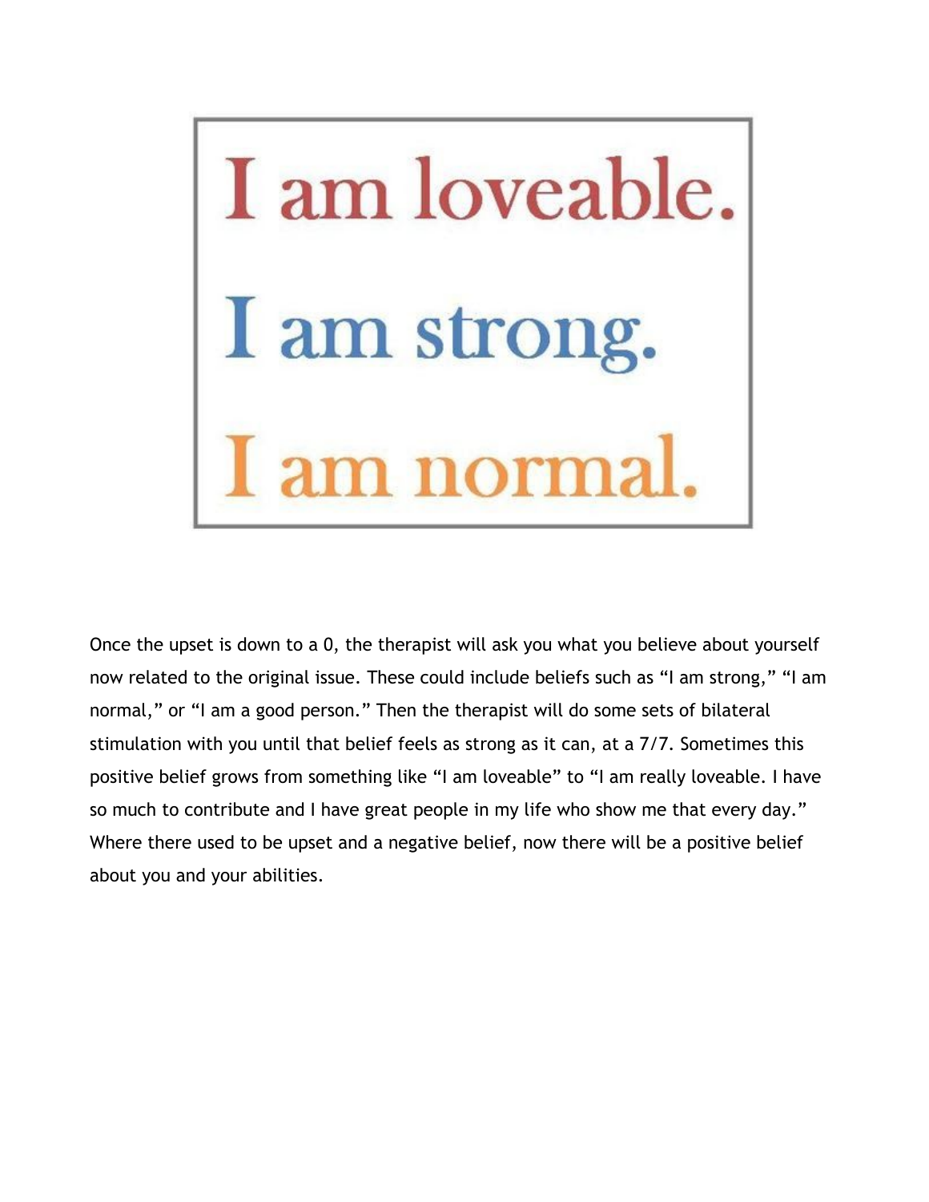I am loveable.

I am strong.

I am normal.

Once the upset is down to a 0, the therapist will ask you what you believe about yourself now related to the original issue. These could include beliefs such as “I am strong,” “I am normal,” or “I am a good person.” Then the therapist will do some sets of bilateral stimulation with you until that belief feels as strong as it can, at a 7/7. Sometimes this positive belief grows from something like “I am loveable” to “I am really loveable. I have so much to contribute and I have great people in my life who show me that every day.” Where there used to be upset and a negative belief, now there will be a positive belief about you and your abilities.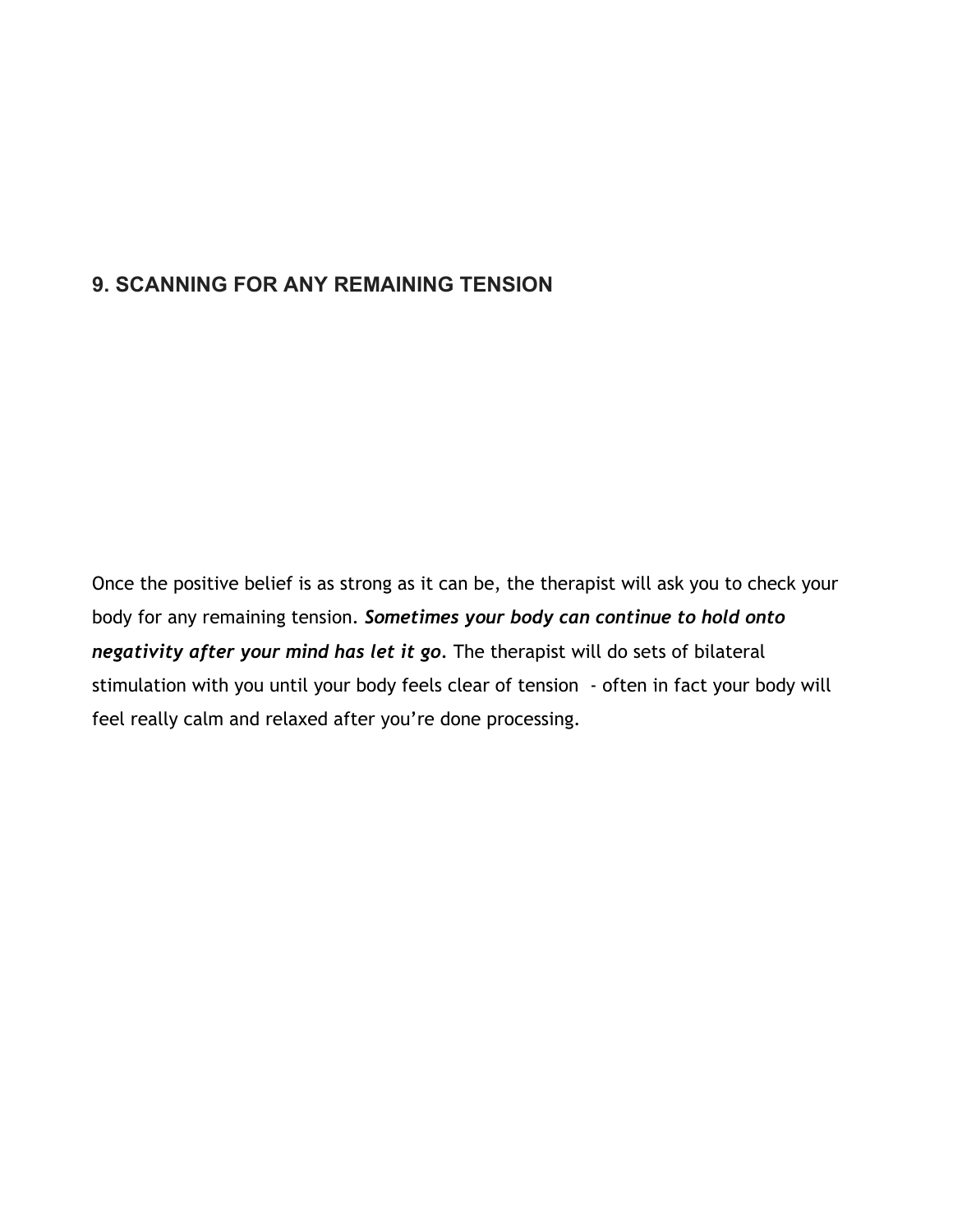## 9. SCANNING FOR ANY REMAINING TENSION

Once the positive belief is as strong as it can be, the therapist will ask you to check your body for any remaining tension. ***Sometimes your body can continue to hold onto negativity after your mind has let it go.*** The therapist will do sets of bilateral stimulation with you until your body feels clear of tension - often in fact your body will feel really calm and relaxed after you're done processing.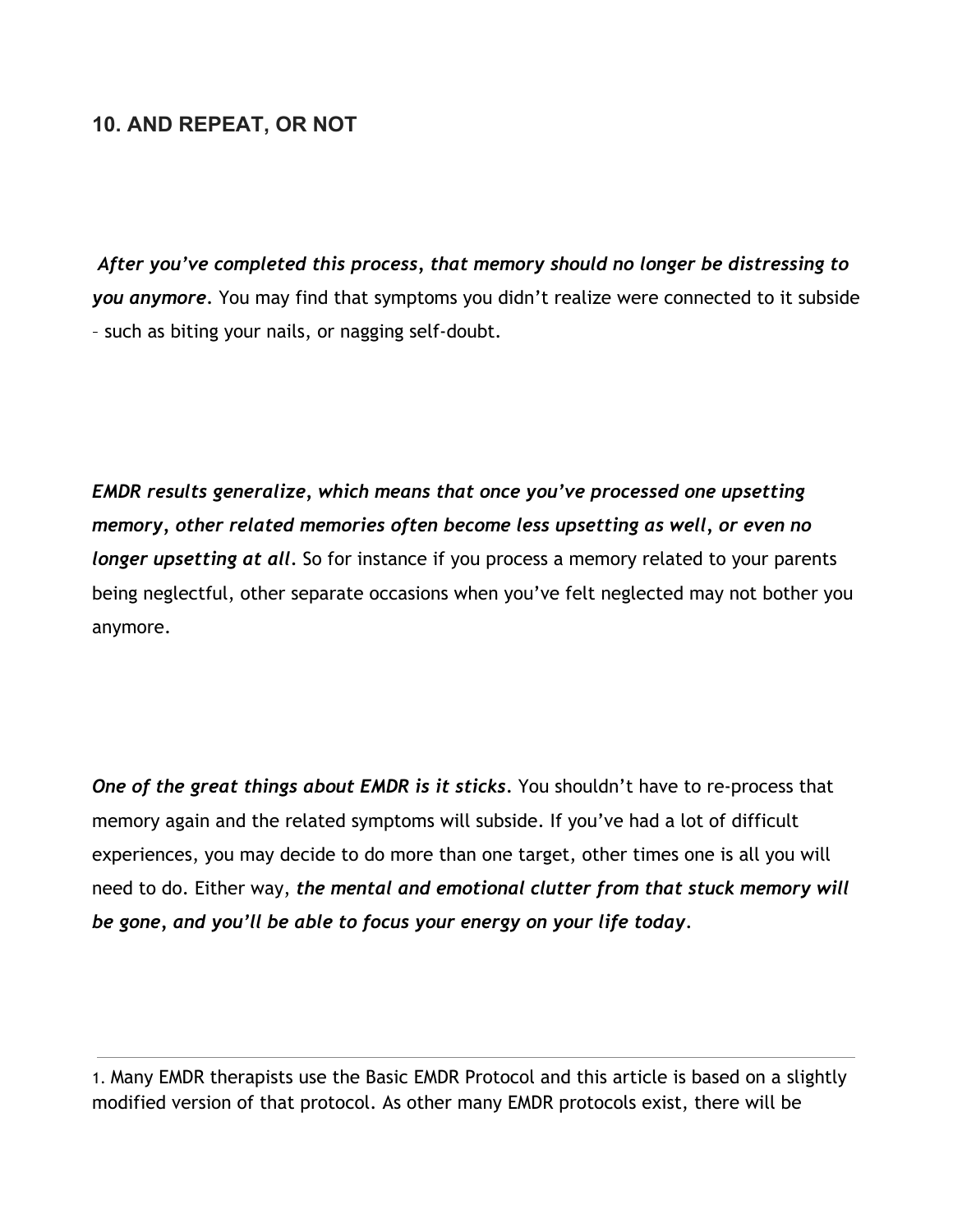## 10. AND REPEAT, OR NOT

***After you've completed this process, that memory should no longer be distressing to you anymore.*** You may find that symptoms you didn't realize were connected to it subside – such as biting your nails, or nagging self-doubt.

***EMDR results generalize, which means that once you've processed one upsetting memory, other related memories often become less upsetting as well, or even no longer upsetting at all.*** So for instance if you process a memory related to your parents being neglectful, other separate occasions when you've felt neglected may not bother you anymore.

***One of the great things about EMDR is it sticks.*** You shouldn't have to re-process that memory again and the related symptoms will subside. If you've had a lot of difficult experiences, you may decide to do more than one target, other times one is all you will need to do. Either way, ***the mental and emotional clutter from that stuck memory will be gone, and you'll be able to focus your energy on your life today***.

---

1. Many EMDR therapists use the Basic EMDR Protocol and this article is based on a slightly modified version of that protocol. As other many EMDR protocols exist, there will be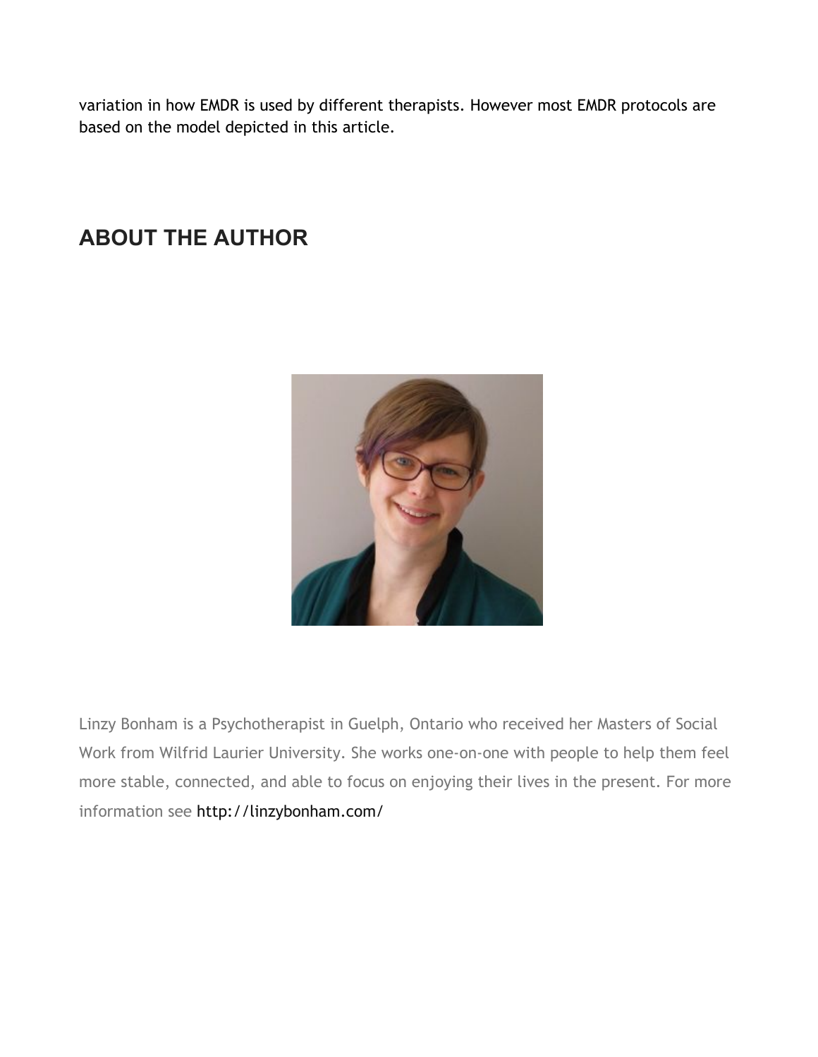variation in how EMDR is used by different therapists. However most EMDR protocols are based on the model depicted in this article.

## ABOUT THE AUTHOR

Linzy Bonham is a Psychotherapist in Guelph, Ontario who received her Masters of Social Work from Wilfrid Laurier University. She works one-on-one with people to help them feel more stable, connected, and able to focus on enjoying their lives in the present. For more information see http://linzybonham.com/